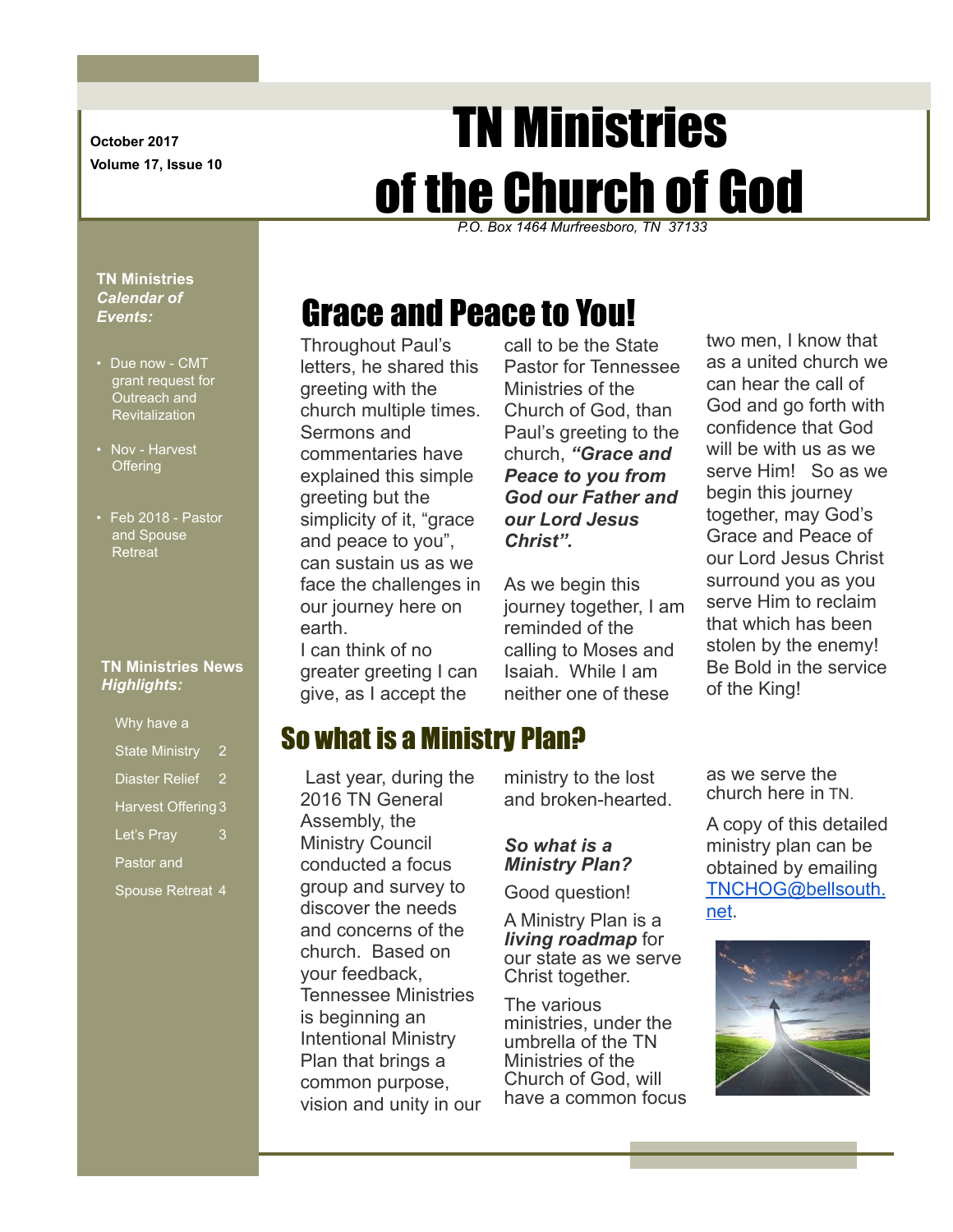October 2017
Volume 17, Issue 10

# TN Ministries of the Church of God

*P.O. Box 1464 Murfreesboro, TN 37133*

**TN Ministries *Calendar of Events:***

- Due now - CMT grant request for Outreach and Revitalization
- Nov - Harvest Offering
- Feb 2018 - Pastor and Spouse Retreat

**TN Ministries News *Highlights:***

Why have a State Ministry 2
Diaster Relief 2
Harvest Offering 3
Let's Pray 3
Pastor and Spouse Retreat 4

## Grace and Peace to You!

Throughout Paul's letters, he shared this greeting with the church multiple times. Sermons and commentaries have explained this simple greeting but the simplicity of it, "grace and peace to you", can sustain us as we face the challenges in our journey here on earth.
I can think of no greater greeting I can give, as I accept the call to be the State Pastor for Tennessee Ministries of the Church of God, than Paul's greeting to the church, ***"Grace and Peace to you from God our Father and our Lord Jesus Christ".***

As we begin this journey together, I am reminded of the calling to Moses and Isaiah. While I am neither one of these two men, I know that as a united church we can hear the call of God and go forth with confidence that God will be with us as we serve Him! So as we begin this journey together, may God's Grace and Peace of our Lord Jesus Christ surround you as you serve Him to reclaim that which has been stolen by the enemy! Be Bold in the service of the King!

## So what is a Ministry Plan?

Last year, during the 2016 TN General Assembly, the Ministry Council conducted a focus group and survey to discover the needs and concerns of the church. Based on your feedback, Tennessee Ministries is beginning an Intentional Ministry Plan that brings a common purpose, vision and unity in our ministry to the lost and broken-hearted.

***So what is a Ministry Plan?***

Good question!

A Ministry Plan is a ***living roadmap*** for our state as we serve Christ together.

The various ministries, under the umbrella of the TN Ministries of the Church of God, will have a common focus as we serve the church here in TN.

A copy of this detailed ministry plan can be obtained by emailing TNCHOG@bellsouth.net.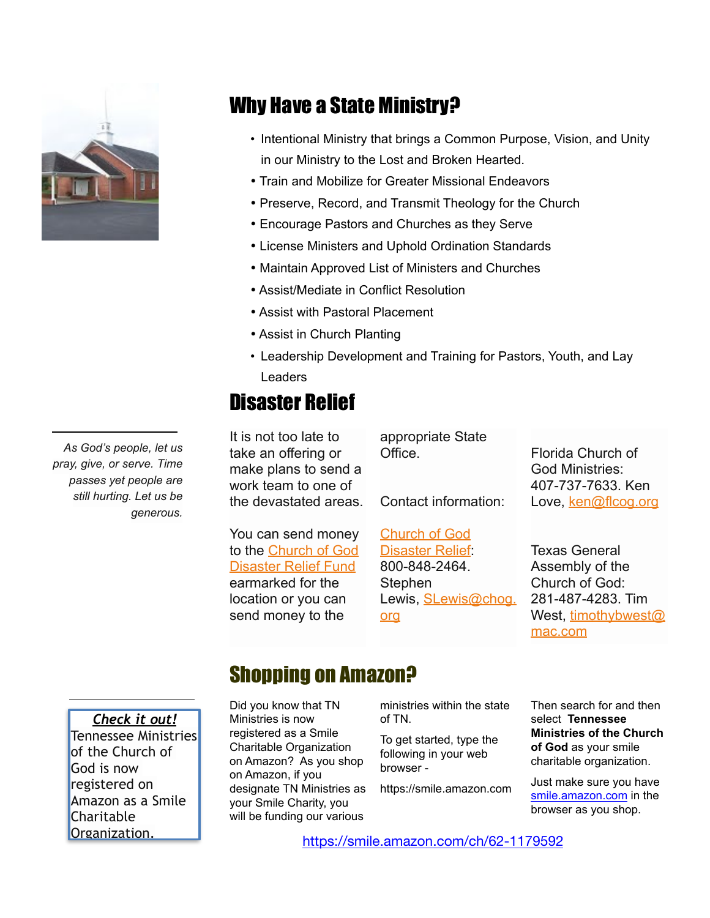## Why Have a State Ministry?

- Intentional Ministry that brings a Common Purpose, Vision, and Unity in our Ministry to the Lost and Broken Hearted.
- Train and Mobilize for Greater Missional Endeavors
- Preserve, Record, and Transmit Theology for the Church
- Encourage Pastors and Churches as they Serve
- License Ministers and Uphold Ordination Standards
- Maintain Approved List of Ministers and Churches
- Assist/Mediate in Conflict Resolution
- Assist with Pastoral Placement
- Assist in Church Planting
- Leadership Development and Training for Pastors, Youth, and Lay Leaders

## Disaster Relief

*As God's people, let us pray, give, or serve. Time passes yet people are still hurting. Let us be generous.*

It is not too late to take an offering or make plans to send a work team to one of the devastated areas.

You can send money to the Church of God Disaster Relief Fund earmarked for the location or you can send money to the appropriate State Office.

Contact information:

Church of God Disaster Relief: 800-848-2464. Stephen Lewis, SLewis@chog.org

Florida Church of God Ministries: 407-737-7633. Ken Love, ken@flcog.org

Texas General Assembly of the Church of God: 281-487-4283. Tim West, timothybwest@mac.com

## Shopping on Amazon?

***Check it out!***
Tennessee Ministries of the Church of God is now registered on Amazon as a Smile Charitable Organization.

Did you know that TN Ministries is now registered as a Smile Charitable Organization on Amazon? As you shop on Amazon, if you designate TN Ministries as your Smile Charity, you will be funding our various ministries within the state of TN.

To get started, type the following in your web browser -

https://smile.amazon.com

Then search for and then select **Tennessee Ministries of the Church of God** as your smile charitable organization.

Just make sure you have smile.amazon.com in the browser as you shop.

https://smile.amazon.com/ch/62-1179592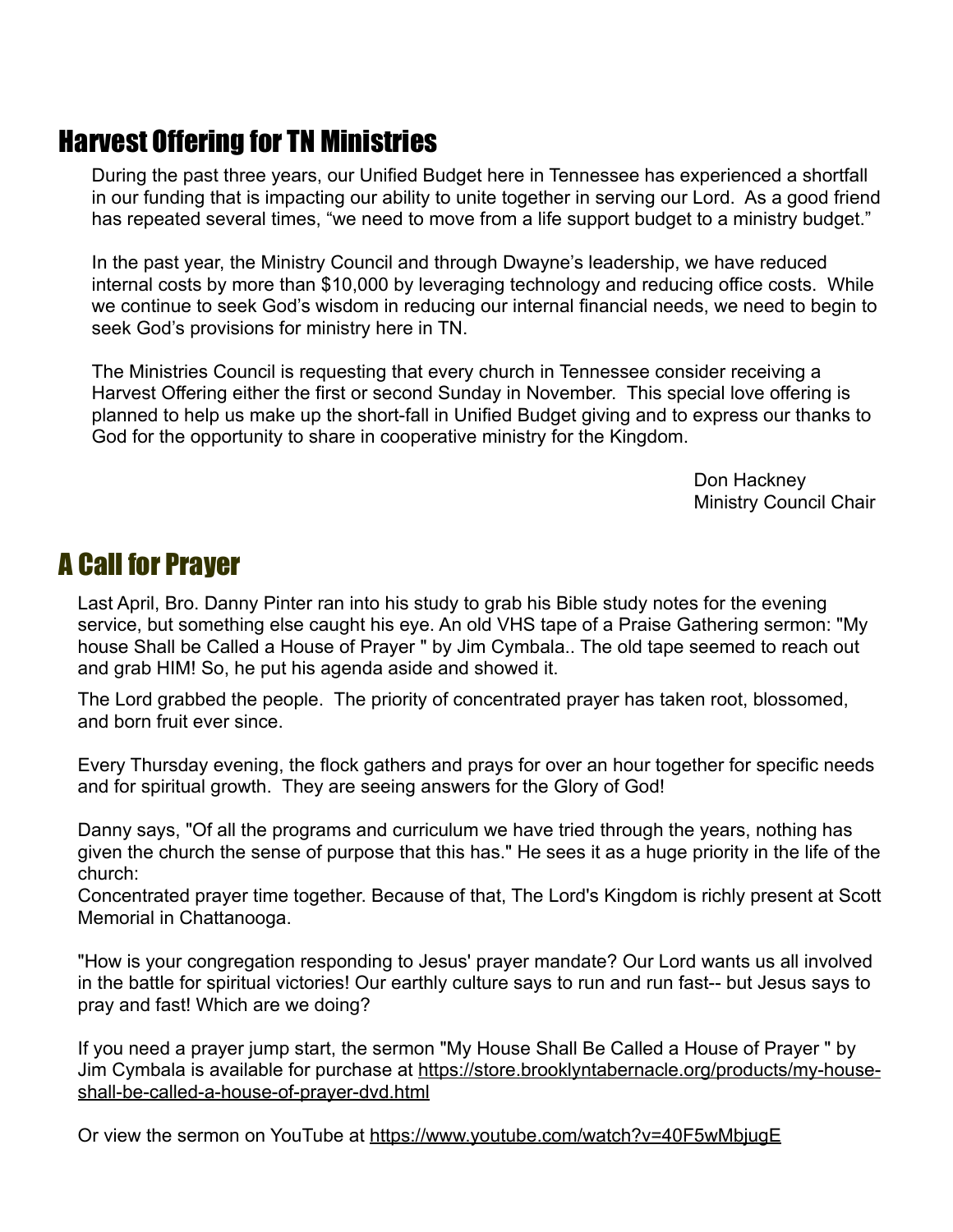## Harvest Offering for TN Ministries

During the past three years, our Unified Budget here in Tennessee has experienced a shortfall in our funding that is impacting our ability to unite together in serving our Lord. As a good friend has repeated several times, "we need to move from a life support budget to a ministry budget."

In the past year, the Ministry Council and through Dwayne's leadership, we have reduced internal costs by more than $10,000 by leveraging technology and reducing office costs. While we continue to seek God's wisdom in reducing our internal financial needs, we need to begin to seek God's provisions for ministry here in TN.

The Ministries Council is requesting that every church in Tennessee consider receiving a Harvest Offering either the first or second Sunday in November. This special love offering is planned to help us make up the short-fall in Unified Budget giving and to express our thanks to God for the opportunity to share in cooperative ministry for the Kingdom.

Don Hackney
Ministry Council Chair

## A Call for Prayer

Last April, Bro. Danny Pinter ran into his study to grab his Bible study notes for the evening service, but something else caught his eye. An old VHS tape of a Praise Gathering sermon: "My house Shall be Called a House of Prayer " by Jim Cymbala.. The old tape seemed to reach out and grab HIM! So, he put his agenda aside and showed it.

The Lord grabbed the people. The priority of concentrated prayer has taken root, blossomed, and born fruit ever since.

Every Thursday evening, the flock gathers and prays for over an hour together for specific needs and for spiritual growth. They are seeing answers for the Glory of God!

Danny says, "Of all the programs and curriculum we have tried through the years, nothing has given the church the sense of purpose that this has." He sees it as a huge priority in the life of the church:
Concentrated prayer time together. Because of that, The Lord's Kingdom is richly present at Scott Memorial in Chattanooga.

"How is your congregation responding to Jesus' prayer mandate? Our Lord wants us all involved in the battle for spiritual victories! Our earthly culture says to run and run fast-- but Jesus says to pray and fast! Which are we doing?

If you need a prayer jump start, the sermon "My House Shall Be Called a House of Prayer " by Jim Cymbala is available for purchase at https://store.brooklyntabernacle.org/products/my-house-shall-be-called-a-house-of-prayer-dvd.html

Or view the sermon on YouTube at https://www.youtube.com/watch?v=40F5wMbjugE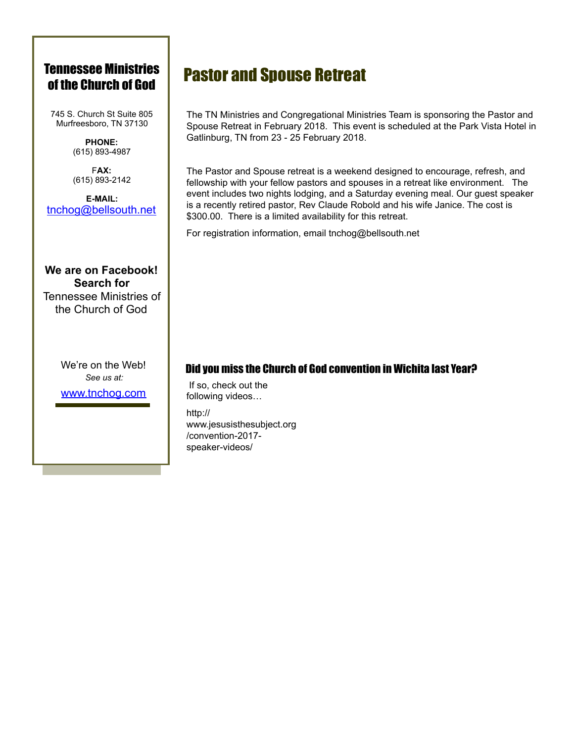## Tennessee Ministries of the Church of God

745 S. Church St Suite 805
Murfreesboro, TN 37130

**PHONE:**
(615) 893-4987

**FAX:**
(615) 893-2142

**E-MAIL:**
tnchog@bellsouth.net

**We are on Facebook! Search for**
Tennessee Ministries of the Church of God

We're on the Web!
*See us at:*
www.tnchog.com

# Pastor and Spouse Retreat

The TN Ministries and Congregational Ministries Team is sponsoring the Pastor and Spouse Retreat in February 2018. This event is scheduled at the Park Vista Hotel in Gatlinburg, TN from 23 - 25 February 2018.

The Pastor and Spouse retreat is a weekend designed to encourage, refresh, and fellowship with your fellow pastors and spouses in a retreat like environment. The event includes two nights lodging, and a Saturday evening meal. Our guest speaker is a recently retired pastor, Rev Claude Robold and his wife Janice. The cost is $300.00. There is a limited availability for this retreat.

For registration information, email tnchog@bellsouth.net

## Did you miss the Church of God convention in Wichita last Year?

If so, check out the following videos…

http://www.jesusisthesubject.org/convention-2017-speaker-videos/